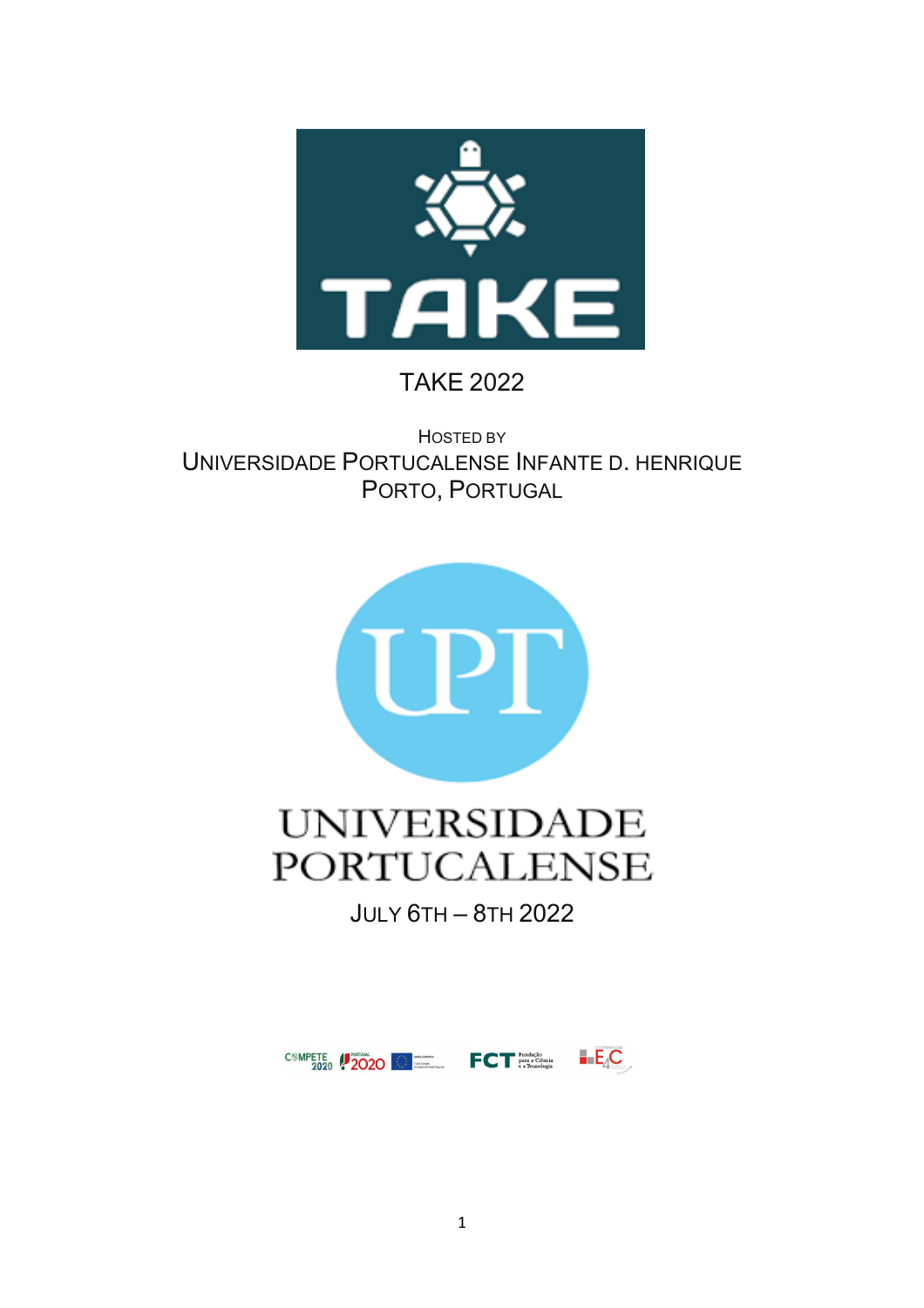# TAKE 2022

HOSTED BY

UNIVERSIDADE PORTUCALENSE INFANTE D. HENRIQUE

PORTO, PORTUGAL

JULY 6TH – 8TH 2022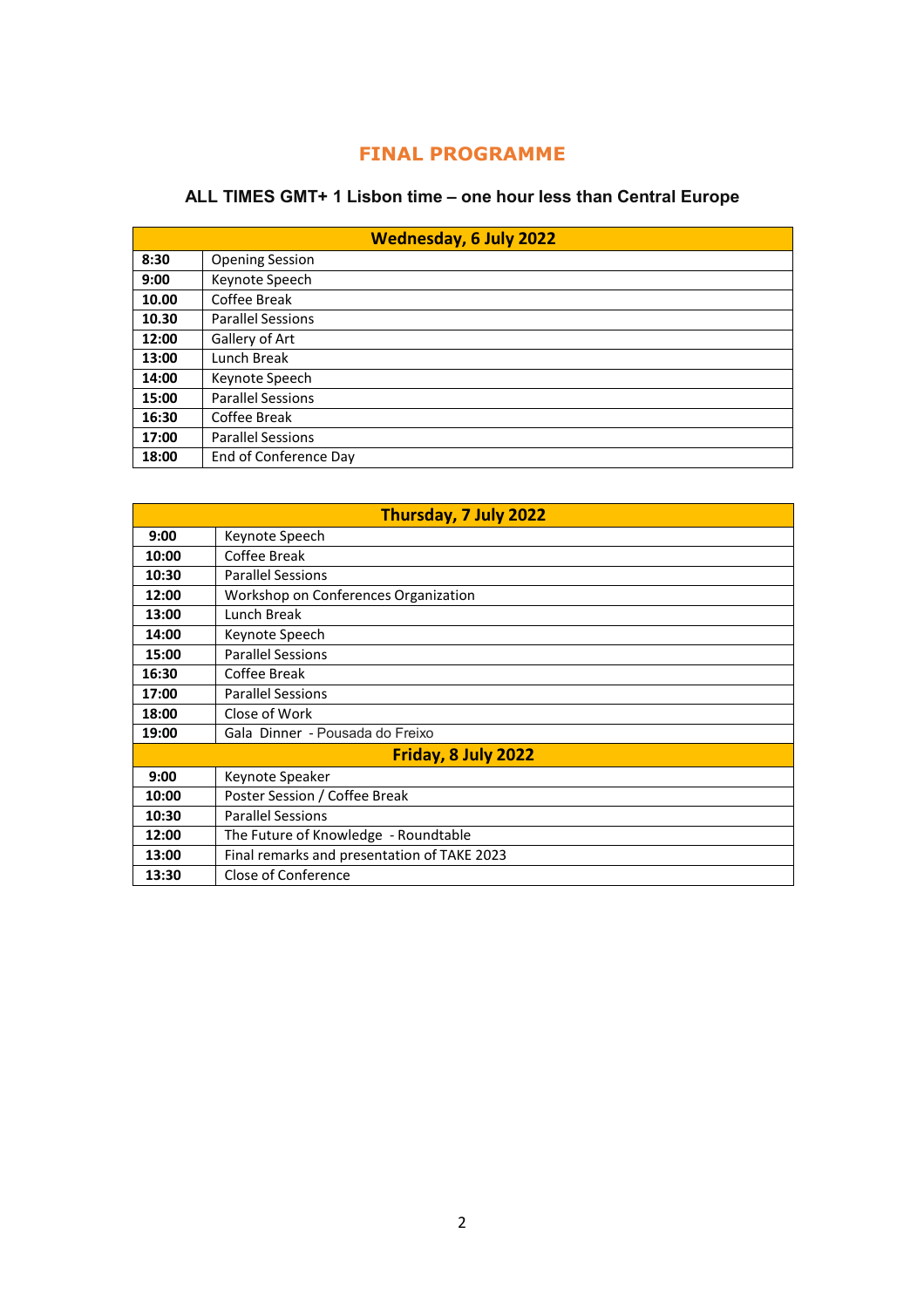# FINAL PROGRAMME

## ALL TIMES GMT+ 1 Lisbon time – one hour less than Central Europe

| Wednesday, 6 July 2022 | |
|---|---|
| **8:30** | Opening Session |
| **9:00** | Keynote Speech |
| **10.00** | Coffee Break |
| **10.30** | Parallel Sessions |
| **12:00** | Gallery of Art |
| **13:00** | Lunch Break |
| **14:00** | Keynote Speech |
| **15:00** | Parallel Sessions |
| **16:30** | Coffee Break |
| **17:00** | Parallel Sessions |
| **18:00** | End of Conference Day |

| Thursday, 7 July 2022 | |
|---|---|
| **9:00** | Keynote Speech |
| **10:00** | Coffee Break |
| **10:30** | Parallel Sessions |
| **12:00** | Workshop on Conferences Organization |
| **13:00** | Lunch Break |
| **14:00** | Keynote Speech |
| **15:00** | Parallel Sessions |
| **16:30** | Coffee Break |
| **17:00** | Parallel Sessions |
| **18:00** | Close of Work |
| **19:00** | Gala Dinner - Pousada do Freixo |
| **Friday, 8 July 2022** | |
| **9:00** | Keynote Speaker |
| **10:00** | Poster Session / Coffee Break |
| **10:30** | Parallel Sessions |
| **12:00** | The Future of Knowledge - Roundtable |
| **13:00** | Final remarks and presentation of TAKE 2023 |
| **13:30** | Close of Conference |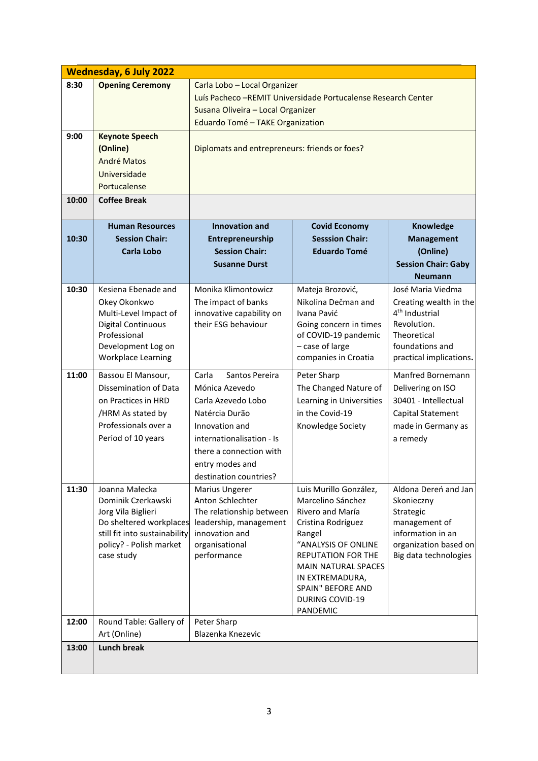## Wednesday, 6 July 2022

| Time | | | | |
|---|---|---|---|---|
| **8:30** | **Opening Ceremony** | Carla Lobo – Local Organizer<br>Luís Pacheco –REMIT Universidade Portucalense Research Center<br>Susana Oliveira – Local Organizer<br>Eduardo Tomé – TAKE Organization | | |
| **9:00** | **Keynote Speech (Online)**<br>André Matos<br>Universidade Portucalense | Diplomats and entrepreneurs: friends or foes? | | |
| **10:00** | **Coffee Break** | | | |
| **10:30** | **Human Resources**<br>**Session Chair:**<br>**Carla Lobo** | **Innovation and Entrepreneurship**<br>**Session Chair:**<br>**Susanne Durst** | **Covid Economy**<br>**Sesssion Chair:**<br>**Eduardo Tomé** | **Knowledge Management (Online)**<br>**Session Chair: Gaby Neumann** |
| **10:30** | Kesiena Ebenade and Okey Okonkwo<br>Multi-Level Impact of Digital Continuous Professional Development Log on Workplace Learning | Monika Klimontowicz<br>The impact of banks innovative capability on their ESG behaviour | Mateja Brozović, Nikolina Dečman and Ivana Pavić<br>Going concern in times of COVID-19 pandemic – case of large companies in Croatia | José Maria Viedma<br>Creating wealth in the 4th Industrial Revolution. Theoretical foundations and practical implications. |
| **11:00** | Bassou El Mansour,<br>Dissemination of Data on Practices in HRD /HRM As stated by Professionals over a Period of 10 years | Carla Santos Pereira<br>Mónica Azevedo<br>Carla Azevedo Lobo<br>Natércia Durão<br>Innovation and internationalisation - Is there a connection with entry modes and destination countries? | Peter Sharp<br>The Changed Nature of Learning in Universities in the Covid-19 Knowledge Society | Manfred Bornemann<br>Delivering on ISO 30401 - Intellectual Capital Statement made in Germany as a remedy |
| **11:30** | Joanna Małecka<br>Dominik Czerkawski<br>Jorg Vila Biglieri<br>Do sheltered workplaces still fit into sustainability policy? - Polish market case study | Marius Ungerer<br>Anton Schlechter<br>The relationship between leadership, management innovation and organisational performance | Luis Murillo González, Marcelino Sánchez Rivero and María Cristina Rodríguez Rangel<br>"ANALYSIS OF ONLINE REPUTATION FOR THE MAIN NATURAL SPACES IN EXTREMADURA, SPAIN" BEFORE AND DURING COVID-19 PANDEMIC | Aldona Dereń and Jan Skonieczny<br>Strategic management of information in an organization based on Big data technologies |
| **12:00** | Round Table: Gallery of Art (Online) | Peter Sharp<br>Blazenka Knezevic | | |
| **13:00** | **Lunch break** | | | |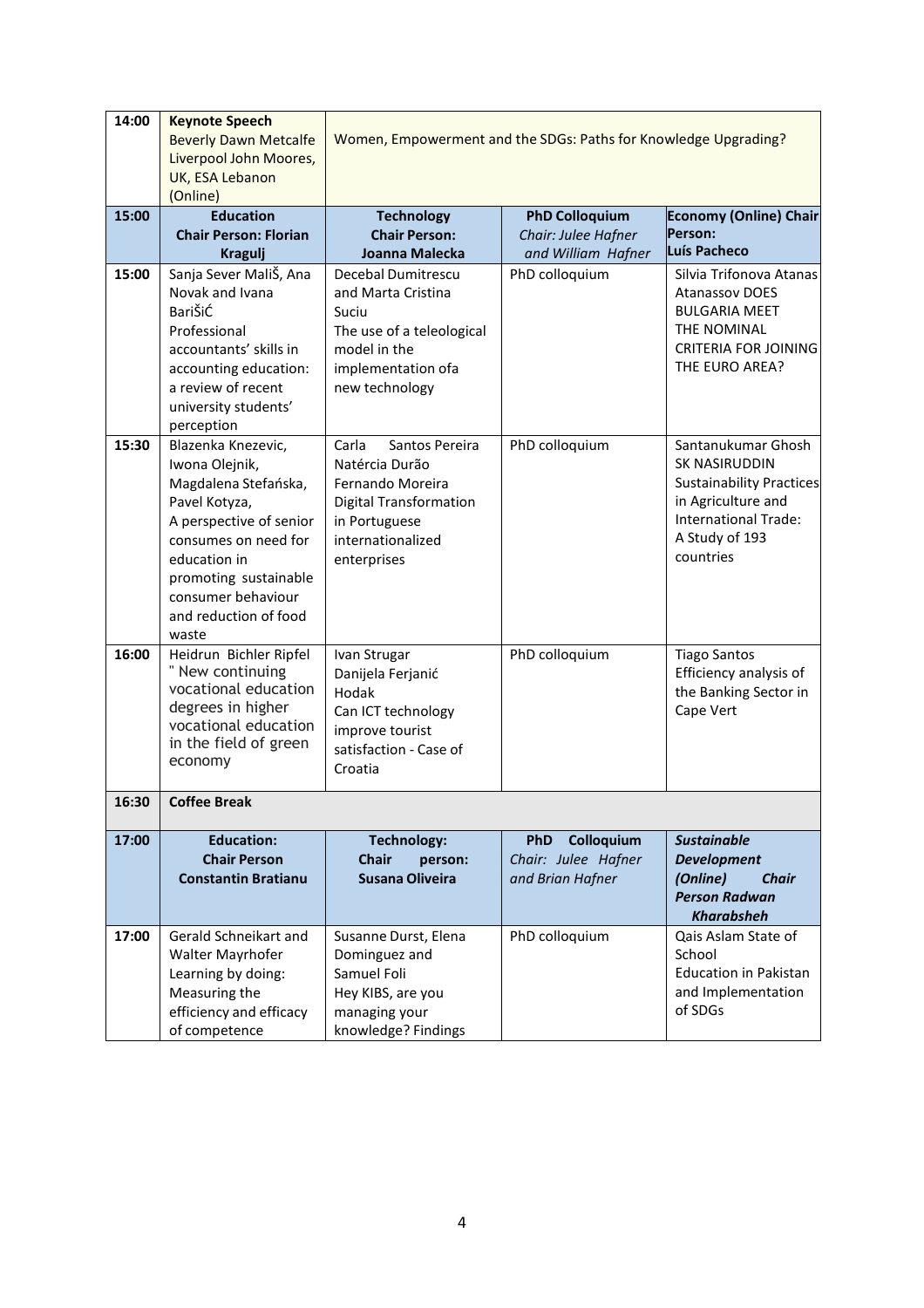| 14:00 | **Keynote Speech** Beverly Dawn Metcalfe Liverpool John Moores, UK, ESA Lebanon (Online) | Women, Empowerment and the SDGs: Paths for Knowledge Upgrading? | | |
|---|---|---|---|---|
| **15:00** | **Education Chair Person: Florian Kragulj** | **Technology Chair Person: Joanna Malecka** | **PhD Colloquium** *Chair: Julee Hafner and William Hafner* | **Economy (Online) Chair Person: Luís Pacheco** |
| 15:00 | Sanja Sever Mališ, Ana Novak and Ivana BariŠiĆ Professional accountants' skills in accounting education: a review of recent university students' perception | Decebal Dumitrescu and Marta Cristina Suciu The use of a teleological model in the implementation ofa new technology | PhD colloquium | Silvia Trifonova Atanas Atanassov DOES BULGARIA MEET THE NOMINAL CRITERIA FOR JOINING THE EURO AREA? |
| 15:30 | Blazenka Knezevic, Iwona Olejnik, Magdalena Stefańska, Pavel Kotyza, A perspective of senior consumes on need for education in promoting sustainable consumer behaviour and reduction of food waste | Carla Santos Pereira Natércia Durão Fernando Moreira Digital Transformation in Portuguese internationalized enterprises | PhD colloquium | Santanukumar Ghosh SK NASIRUDDIN Sustainability Practices in Agriculture and International Trade: A Study of 193 countries |
| 16:00 | Heidrun Bichler Ripfel " New continuing vocational education degrees in higher vocational education in the field of green economy | Ivan Strugar Danijela Ferjanić Hodak Can ICT technology improve tourist satisfaction - Case of Croatia | PhD colloquium | Tiago Santos Efficiency analysis of the Banking Sector in Cape Vert |
| **16:30** | **Coffee Break** | | | |
| **17:00** | **Education: Chair Person Constantin Bratianu** | **Technology: Chair person: Susana Oliveira** | **PhD Colloquium** *Chair: Julee Hafner and Brian Hafner* | ***Sustainable Development (Online) Chair Person Radwan Kharabsheh*** |
| 17:00 | Gerald Schneikart and Walter Mayrhofer Learning by doing: Measuring the efficiency and efficacy of competence | Susanne Durst, Elena Dominguez and Samuel Foli Hey KIBS, are you managing your knowledge? Findings | PhD colloquium | Qais Aslam State of School Education in Pakistan and Implementation of SDGs |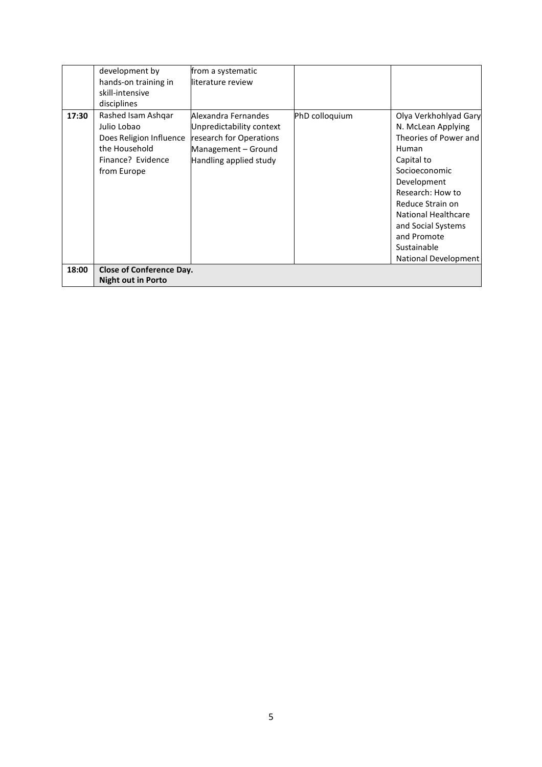| | | | | |
|---|---|---|---|---|
| | development by hands-on training in skill-intensive disciplines | from a systematic literature review | | |
| **17:30** | Rashed Isam Ashqar Julio Lobao Does Religion Influence the Household Finance? Evidence from Europe | Alexandra Fernandes Unpredictability context research for Operations Management – Ground Handling applied study | PhD colloquium | Olya Verkhohlyad Gary N. McLean Applying Theories of Power and Human Capital to Socioeconomic Development Research: How to Reduce Strain on National Healthcare and Social Systems and Promote Sustainable National Development |
| **18:00** | **Close of Conference Day. Night out in Porto** | | | |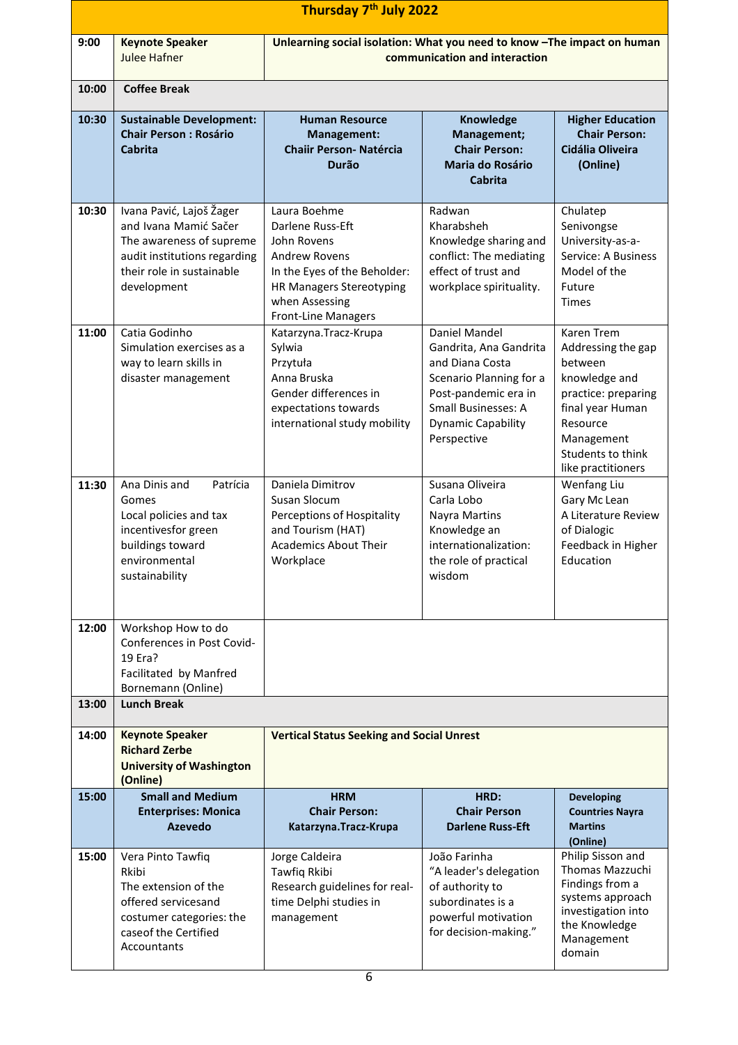| Thursday 7th July 2022 | | | | |
|---|---|---|---|---|
| **9:00** | **Keynote Speaker** Julee Hafner | **Unlearning social isolation: What you need to know –The impact on human communication and interaction** | | |
| **10:00** | **Coffee Break** | | | |
| **10:30** | **Sustainable Development: Chair Person : Rosário Cabrita** | **Human Resource Management: Chaiir Person- Natércia Durão** | **Knowledge Management; Chair Person: Maria do Rosário Cabrita** | **Higher Education Chair Person: Cidália Oliveira (Online)** |
| **10:30** | Ivana Pavić, Lajoš Žager and Ivana Mamić Sačer The awareness of supreme audit institutions regarding their role in sustainable development | Laura Boehme Darlene Russ-Eft John Rovens Andrew Rovens In the Eyes of the Beholder: HR Managers Stereotyping when Assessing Front-Line Managers | Radwan Kharabsheh Knowledge sharing and conflict: The mediating effect of trust and workplace spirituality. | Chulatep Senivongse University-as-a-Service: A Business Model of the Future Times |
| **11:00** | Catia Godinho Simulation exercises as a way to learn skills in disaster management | Katarzyna.Tracz-Krupa Sylwia Przytuła Anna Bruska Gender differences in expectations towards international study mobility | Daniel Mandel Gandrita, Ana Gandrita and Diana Costa Scenario Planning for a Post-pandemic era in Small Businesses: A Dynamic Capability Perspective | Karen Trem Addressing the gap between knowledge and practice: preparing final year Human Resource Management Students to think like practitioners |
| **11:30** | Ana Dinis and Patrícia Gomes Local policies and tax incentivesfor green buildings toward environmental sustainability | Daniela Dimitrov Susan Slocum Perceptions of Hospitality and Tourism (HAT) Academics About Their Workplace | Susana Oliveira Carla Lobo Nayra Martins Knowledge an internationalization: the role of practical wisdom | Wenfang Liu Gary Mc Lean A Literature Review of Dialogic Feedback in Higher Education |
| **12:00** | Workshop How to do Conferences in Post Covid-19 Era? Facilitated by Manfred Bornemann (Online) | | | |
| **13:00** | **Lunch Break** | | | |
| **14:00** | **Keynote Speaker Richard Zerbe University of Washington (Online)** | **Vertical Status Seeking and Social Unrest** | | |
| **15:00** | **Small and Medium Enterprises: Monica Azevedo** | **HRM Chair Person: Katarzyna.Tracz-Krupa** | **HRD: Chair Person Darlene Russ-Eft** | **Developing Countries Nayra Martins (Online)** |
| **15:00** | Vera Pinto Tawfiq Rkibi The extension of the offered servicesand costumer categories: the caseof the Certified Accountants | Jorge Caldeira Tawfiq Rkibi Research guidelines for real-time Delphi studies in management | João Farinha "A leader's delegation of authority to subordinates is a powerful motivation for decision-making." | Philip Sisson and Thomas Mazzuchi Findings from a systems approach investigation into the Knowledge Management domain |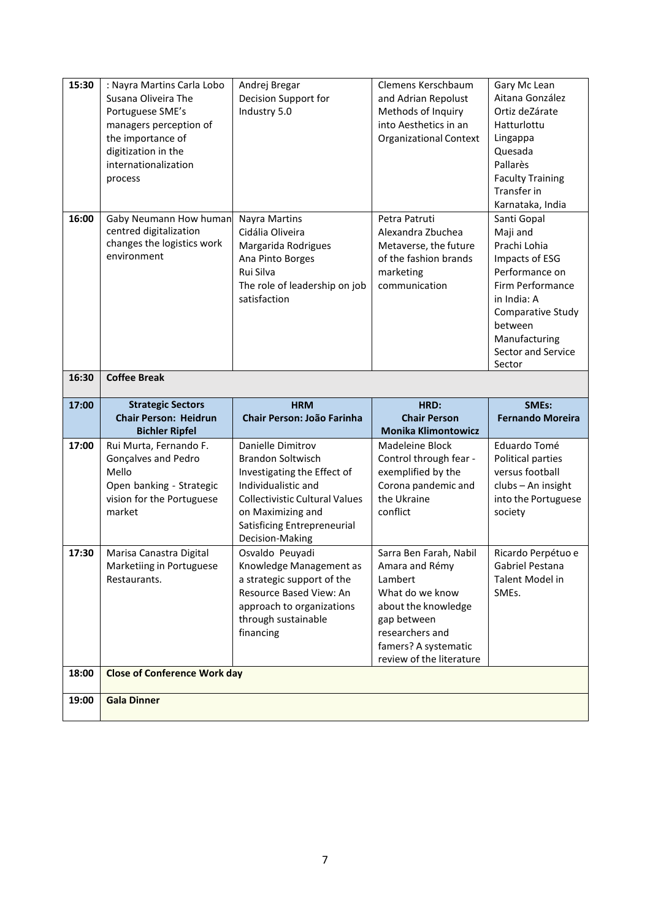| 15:30 | : Nayra Martins Carla Lobo Susana Oliveira The Portuguese SME's managers perception of the importance of digitization in the internationalization process | Andrej Bregar Decision Support for Industry 5.0 | Clemens Kerschbaum and Adrian Repolust Methods of Inquiry into Aesthetics in an Organizational Context | Gary Mc Lean Aitana González Ortiz deZárate Hatturlottu Lingappa Quesada Pallarès Faculty Training Transfer in Karnataka, India |
|---|---|---|---|---|
| 16:00 | Gaby Neumann How human centred digitalization changes the logistics work environment | Nayra Martins Cidália Oliveira Margarida Rodrigues Ana Pinto Borges Rui Silva The role of leadership on job satisfaction | Petra Patruti Alexandra Zbuchea Metaverse, the future of the fashion brands marketing communication | Santi Gopal Maji and Prachi Lohia Impacts of ESG Performance on Firm Performance in India: A Comparative Study between Manufacturing Sector and Service Sector |
| 16:30 | **Coffee Break** | | | |
| **17:00** | **Strategic Sectors Chair Person: Heidrun Bichler Ripfel** | **HRM Chair Person: João Farinha** | **HRD: Chair Person Monika Klimontowicz** | **SMEs: Fernando Moreira** |
| 17:00 | Rui Murta, Fernando F. Gonçalves and Pedro Mello Open banking - Strategic vision for the Portuguese market | Danielle Dimitrov Brandon Soltwisch Investigating the Effect of Individualistic and Collectivistic Cultural Values on Maximizing and Satisficing Entrepreneurial Decision-Making | Madeleine Block Control through fear - exemplified by the Corona pandemic and the Ukraine conflict | Eduardo Tomé Political parties versus football clubs – An insight into the Portuguese society |
| 17:30 | Marisa Canastra Digital Marketiing in Portuguese Restaurants. | Osvaldo Peuyadi Knowledge Management as a strategic support of the Resource Based View: An approach to organizations through sustainable financing | Sarra Ben Farah, Nabil Amara and Rémy Lambert What do we know about the knowledge gap between researchers and famers? A systematic review of the literature | Ricardo Perpétuo e Gabriel Pestana Talent Model in SMEs. |
| 18:00 | **Close of Conference Work day** | | | |
| 19:00 | **Gala Dinner** | | | |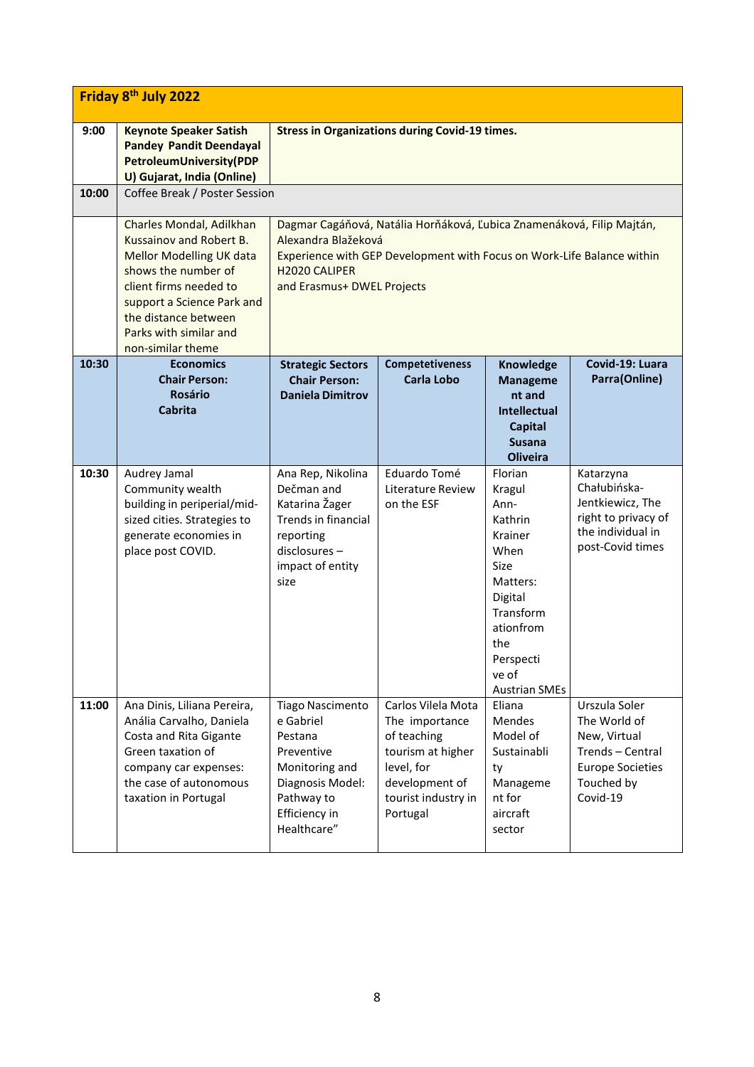| Friday 8th July 2022 | | | | | |
|---|---|---|---|---|---|
| **9:00** | **Keynote Speaker Satish Pandey Pandit Deendayal PetroleumUniversity(PDPU) Gujarat, India (Online)** | **Stress in Organizations during Covid-19 times.** | | | |
| **10:00** | Coffee Break / Poster Session | | | | |
| | Charles Mondal, Adilkhan Kussainov and Robert B. Mellor Modelling UK data shows the number of client firms needed to support a Science Park and the distance between Parks with similar and non-similar theme | Dagmar Cagáňová, Natália Horňáková, Ľubica Znamenáková, Filip Majtán, Alexandra Blažeková<br>Experience with GEP Development with Focus on Work-Life Balance within H2020 CALIPER and Erasmus+ DWEL Projects | | | |
| **10:30** | **Economics Chair Person: Rosário Cabrita** | **Strategic Sectors Chair Person: Daniela Dimitrov** | **Competetiveness Carla Lobo** | **Knowledge Management and Intellectual Capital Susana Oliveira** | **Covid-19: Luara Parra(Online)** |
| **10:30** | Audrey Jamal Community wealth building in peripherial/mid-sized cities. Strategies to generate economies in place post COVID. | Ana Rep, Nikolina Dečman and Katarina Žager Trends in financial reporting disclosures – impact of entity size | Eduardo Tomé Literature Review on the ESF | Florian Kragul Ann-Kathrin Krainer When Size Matters: Digital Transformationfrom the Perspective of Austrian SMEs | Katarzyna Chałubińska-Jentkiewicz, The right to privacy of the individual in post-Covid times |
| **11:00** | Ana Dinis, Liliana Pereira, Anália Carvalho, Daniela Costa and Rita Gigante Green taxation of company car expenses: the case of autonomous taxation in Portugal | Tiago Nascimento e Gabriel Pestana Preventive Monitoring and Diagnosis Model: Pathway to Efficiency in Healthcare" | Carlos Vilela Mota The importance of teaching tourism at higher level, for development of tourist industry in Portugal | Eliana Mendes Model of Sustainability Management for aircraft sector | Urszula Soler The World of New, Virtual Trends – Central Europe Societies Touched by Covid-19 |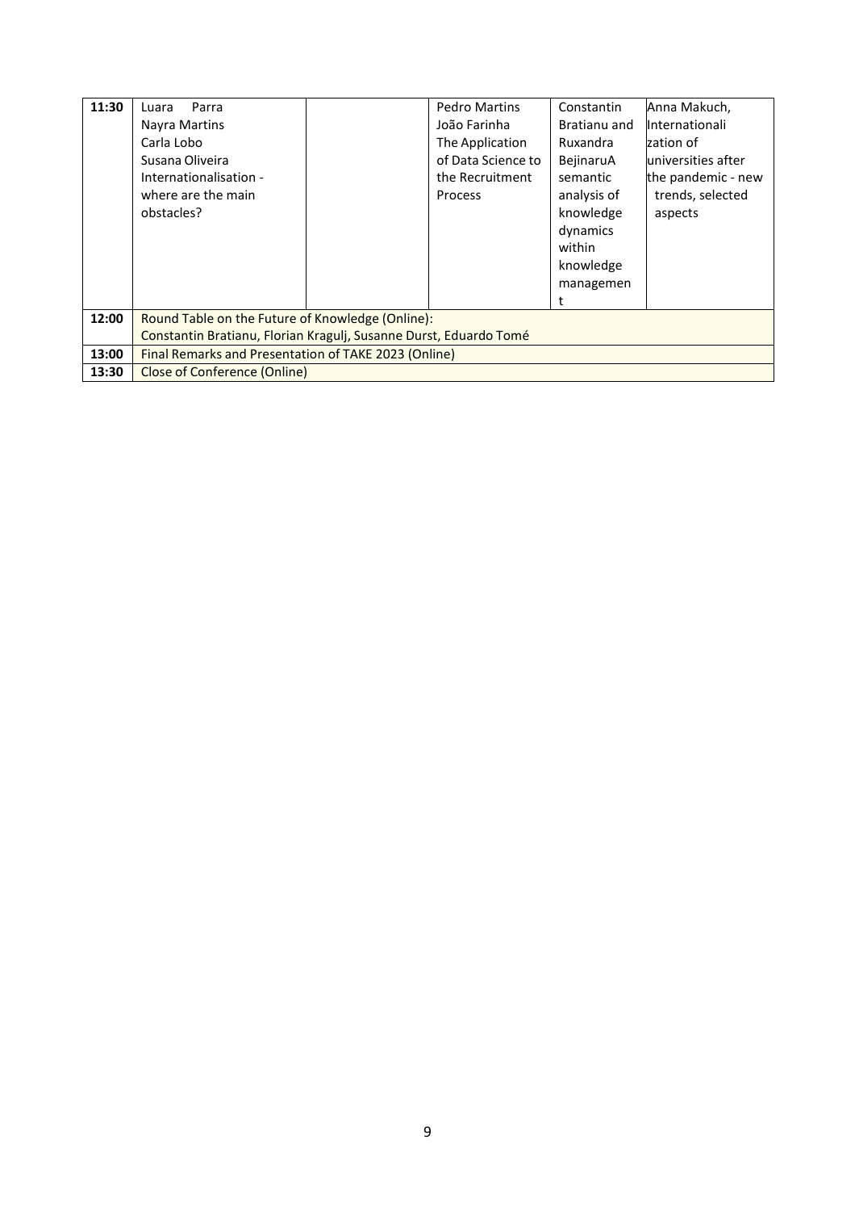| | | | | | |
|---|---|---|---|---|---|
| **11:30** | Luara Parra<br>Nayra Martins<br>Carla Lobo<br>Susana Oliveira<br>Internationalisation - where are the main obstacles? | | Pedro Martins<br>João Farinha<br>The Application of Data Science to the Recruitment Process | Constantin Bratianu and Ruxandra BejinaruA semantic analysis of knowledge dynamics within knowledge management | Anna Makuch, Internationalization of universities after the pandemic - new trends, selected aspects |
| **12:00** | Round Table on the Future of Knowledge (Online):<br>Constantin Bratianu, Florian Kragulj, Susanne Durst, Eduardo Tomé | | | | |
| **13:00** | Final Remarks and Presentation of TAKE 2023 (Online) | | | | |
| **13:30** | Close of Conference (Online) | | | | |